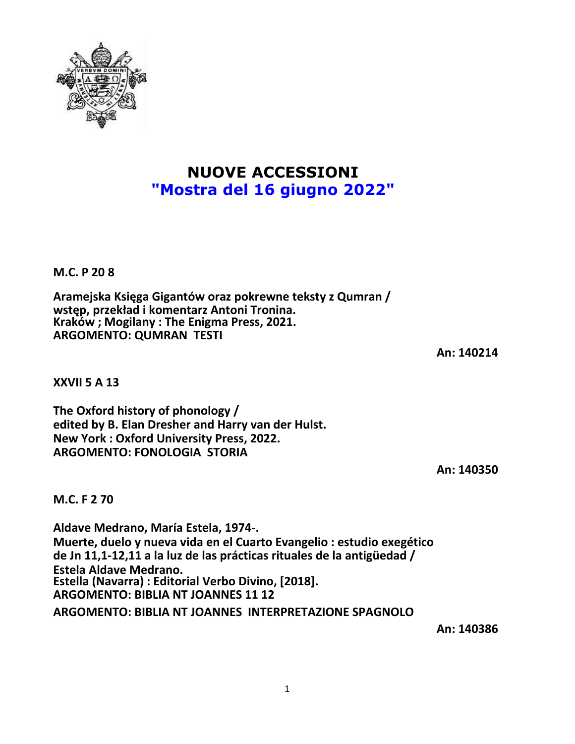# NUOVE ACCESSIONI
## "Mostra del 16 giugno 2022"

**M.C. P 20 8**

**Aramejska Księga Gigantów oraz pokrewne teksty z Qumran /**
**wstęp, przekład i komentarz Antoni Tronina.**
**Kraków ; Mogilany : The Enigma Press, 2021.**
**ARGOMENTO: QUMRAN TESTI**

**An: 140214**

**XXVII 5 A 13**

**The Oxford history of phonology /**
**edited by B. Elan Dresher and Harry van der Hulst.**
**New York : Oxford University Press, 2022.**
**ARGOMENTO: FONOLOGIA STORIA**

**An: 140350**

**M.C. F 2 70**

**Aldave Medrano, María Estela, 1974-.**
**Muerte, duelo y nueva vida en el Cuarto Evangelio : estudio exegético de Jn 11,1-12,11 a la luz de las prácticas rituales de la antigüedad /**
**Estela Aldave Medrano.**
**Estella (Navarra) : Editorial Verbo Divino, [2018].**
**ARGOMENTO: BIBLIA NT JOANNES 11 12**
**ARGOMENTO: BIBLIA NT JOANNES INTERPRETAZIONE SPAGNOLO**

**An: 140386**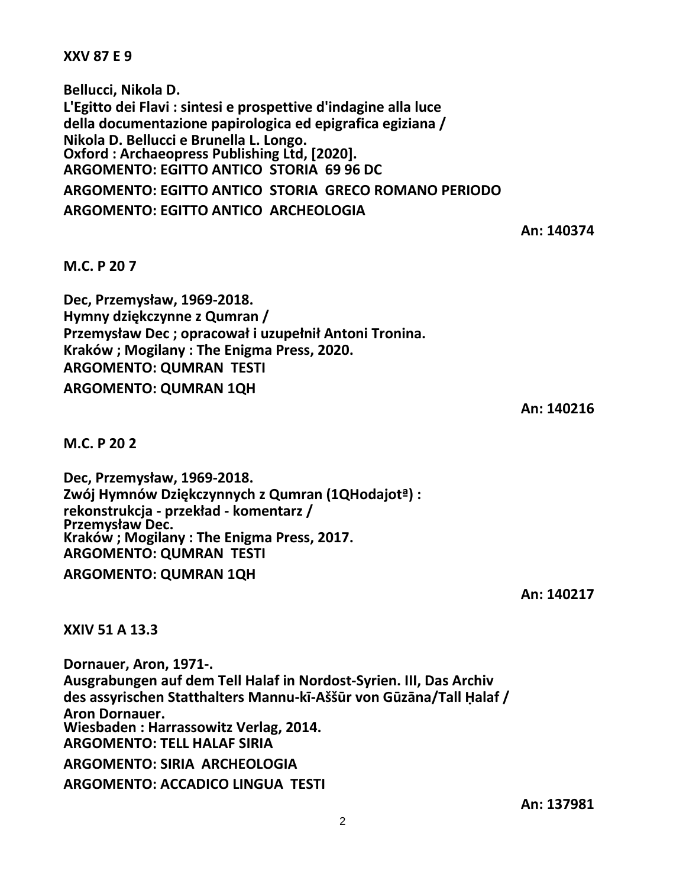**XXV 87 E 9**

**Bellucci, Nikola D.**
**L'Egitto dei Flavi : sintesi e prospettive d'indagine alla luce della documentazione papirologica ed epigrafica egiziana /**
**Nikola D. Bellucci e Brunella L. Longo.**
**Oxford : Archaeopress Publishing Ltd, [2020].**
**ARGOMENTO: EGITTO ANTICO STORIA 69 96 DC**
**ARGOMENTO: EGITTO ANTICO STORIA GRECO ROMANO PERIODO**
**ARGOMENTO: EGITTO ANTICO ARCHEOLOGIA**

**An: 140374**

**M.C. P 20 7**

**Dec, Przemysław, 1969-2018.**
**Hymny dziękczynne z Qumran /**
**Przemysław Dec ; opracował i uzupełnił Antoni Tronina.**
**Kraków ; Mogilany : The Enigma Press, 2020.**
**ARGOMENTO: QUMRAN TESTI**
**ARGOMENTO: QUMRAN 1QH**

**An: 140216**

**M.C. P 20 2**

**Dec, Przemysław, 1969-2018.**
**Zwój Hymnów Dziękczynnych z Qumran (1QHodajotª) : rekonstrukcja - przekład - komentarz /**
**Przemysław Dec.**
**Kraków ; Mogilany : The Enigma Press, 2017.**
**ARGOMENTO: QUMRAN TESTI**
**ARGOMENTO: QUMRAN 1QH**

**An: 140217**

**XXIV 51 A 13.3**

**Dornauer, Aron, 1971-.**
**Ausgrabungen auf dem Tell Halaf in Nordost-Syrien. III, Das Archiv des assyrischen Statthalters Mannu-kī-Aššūr von Gūzāna/Tall Ḥalaf /**
**Aron Dornauer.**
**Wiesbaden : Harrassowitz Verlag, 2014.**
**ARGOMENTO: TELL HALAF SIRIA**
**ARGOMENTO: SIRIA ARCHEOLOGIA**
**ARGOMENTO: ACCADICO LINGUA TESTI**

**An: 137981**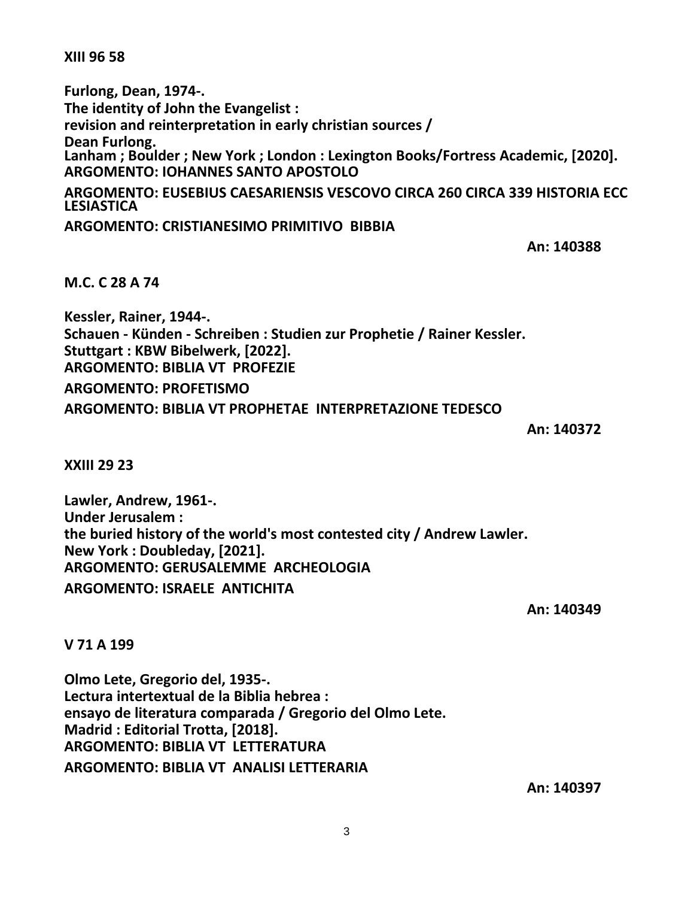**XIII 96 58**

**Furlong, Dean, 1974-.**
**The identity of John the Evangelist :**
**revision and reinterpretation in early christian sources /**
**Dean Furlong.**
**Lanham ; Boulder ; New York ; London : Lexington Books/Fortress Academic, [2020].**
**ARGOMENTO: IOHANNES SANTO APOSTOLO**

**ARGOMENTO: EUSEBIUS CAESARIENSIS VESCOVO CIRCA 260 CIRCA 339 HISTORIA ECC LESIASTICA**

**ARGOMENTO: CRISTIANESIMO PRIMITIVO BIBBIA**

**An: 140388**

**M.C. C 28 A 74**

**Kessler, Rainer, 1944-.**
**Schauen - Künden - Schreiben : Studien zur Prophetie / Rainer Kessler.**
**Stuttgart : KBW Bibelwerk, [2022].**
**ARGOMENTO: BIBLIA VT PROFEZIE**

**ARGOMENTO: PROFETISMO**

**ARGOMENTO: BIBLIA VT PROPHETAE INTERPRETAZIONE TEDESCO**

**An: 140372**

**XXIII 29 23**

**Lawler, Andrew, 1961-.**
**Under Jerusalem :**
**the buried history of the world's most contested city / Andrew Lawler.**
**New York : Doubleday, [2021].**
**ARGOMENTO: GERUSALEMME ARCHEOLOGIA**

**ARGOMENTO: ISRAELE ANTICHITA**

**An: 140349**

**V 71 A 199**

**Olmo Lete, Gregorio del, 1935-.**
**Lectura intertextual de la Biblia hebrea :**
**ensayo de literatura comparada / Gregorio del Olmo Lete.**
**Madrid : Editorial Trotta, [2018].**
**ARGOMENTO: BIBLIA VT LETTERATURA**

**ARGOMENTO: BIBLIA VT ANALISI LETTERARIA**

**An: 140397**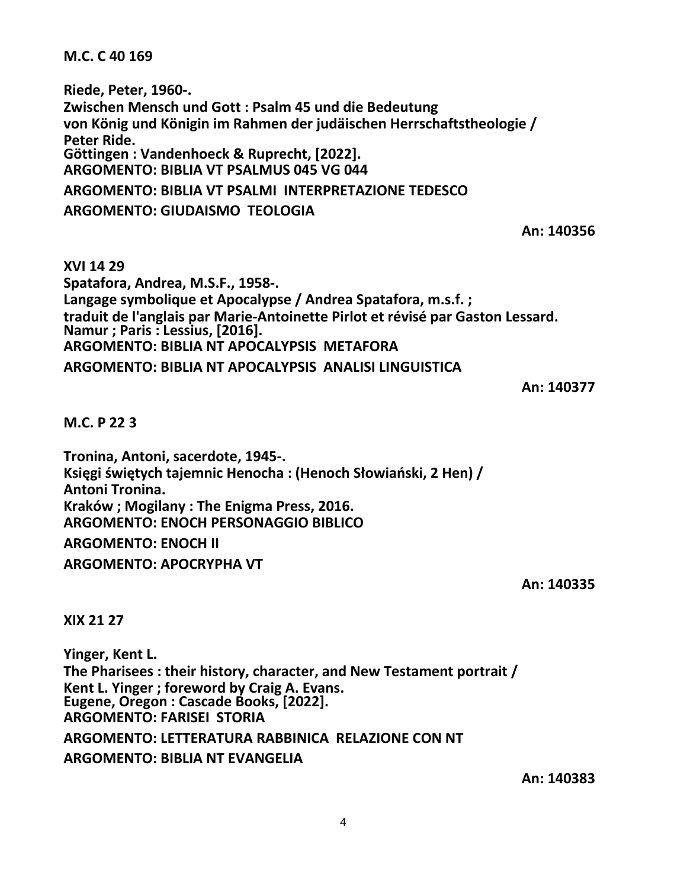**M.C. C 40 169**

**Riede, Peter, 1960-.**
**Zwischen Mensch und Gott : Psalm 45 und die Bedeutung von König und Königin im Rahmen der judäischen Herrschaftstheologie / Peter Ride.**
**Göttingen : Vandenhoeck & Ruprecht, [2022].**
**ARGOMENTO: BIBLIA VT PSALMUS 045 VG 044**
**ARGOMENTO: BIBLIA VT PSALMI INTERPRETAZIONE TEDESCO**
**ARGOMENTO: GIUDAISMO TEOLOGIA**

**An: 140356**

**XVI 14 29**
**Spatafora, Andrea, M.S.F., 1958-.**
**Langage symbolique et Apocalypse / Andrea Spatafora, m.s.f. ; traduit de l'anglais par Marie-Antoinette Pirlot et révisé par Gaston Lessard.**
**Namur ; Paris : Lessius, [2016].**
**ARGOMENTO: BIBLIA NT APOCALYPSIS METAFORA**
**ARGOMENTO: BIBLIA NT APOCALYPSIS ANALISI LINGUISTICA**

**An: 140377**

**M.C. P 22 3**

**Tronina, Antoni, sacerdote, 1945-.**
**Księgi świętych tajemnic Henocha : (Henoch Słowiański, 2 Hen) / Antoni Tronina.**
**Kraków ; Mogilany : The Enigma Press, 2016.**
**ARGOMENTO: ENOCH PERSONAGGIO BIBLICO**
**ARGOMENTO: ENOCH II**
**ARGOMENTO: APOCRYPHA VT**

**An: 140335**

**XIX 21 27**

**Yinger, Kent L.**
**The Pharisees : their history, character, and New Testament portrait / Kent L. Yinger ; foreword by Craig A. Evans.**
**Eugene, Oregon : Cascade Books, [2022].**
**ARGOMENTO: FARISEI STORIA**
**ARGOMENTO: LETTERATURA RABBINICA RELAZIONE CON NT**
**ARGOMENTO: BIBLIA NT EVANGELIA**

**An: 140383**